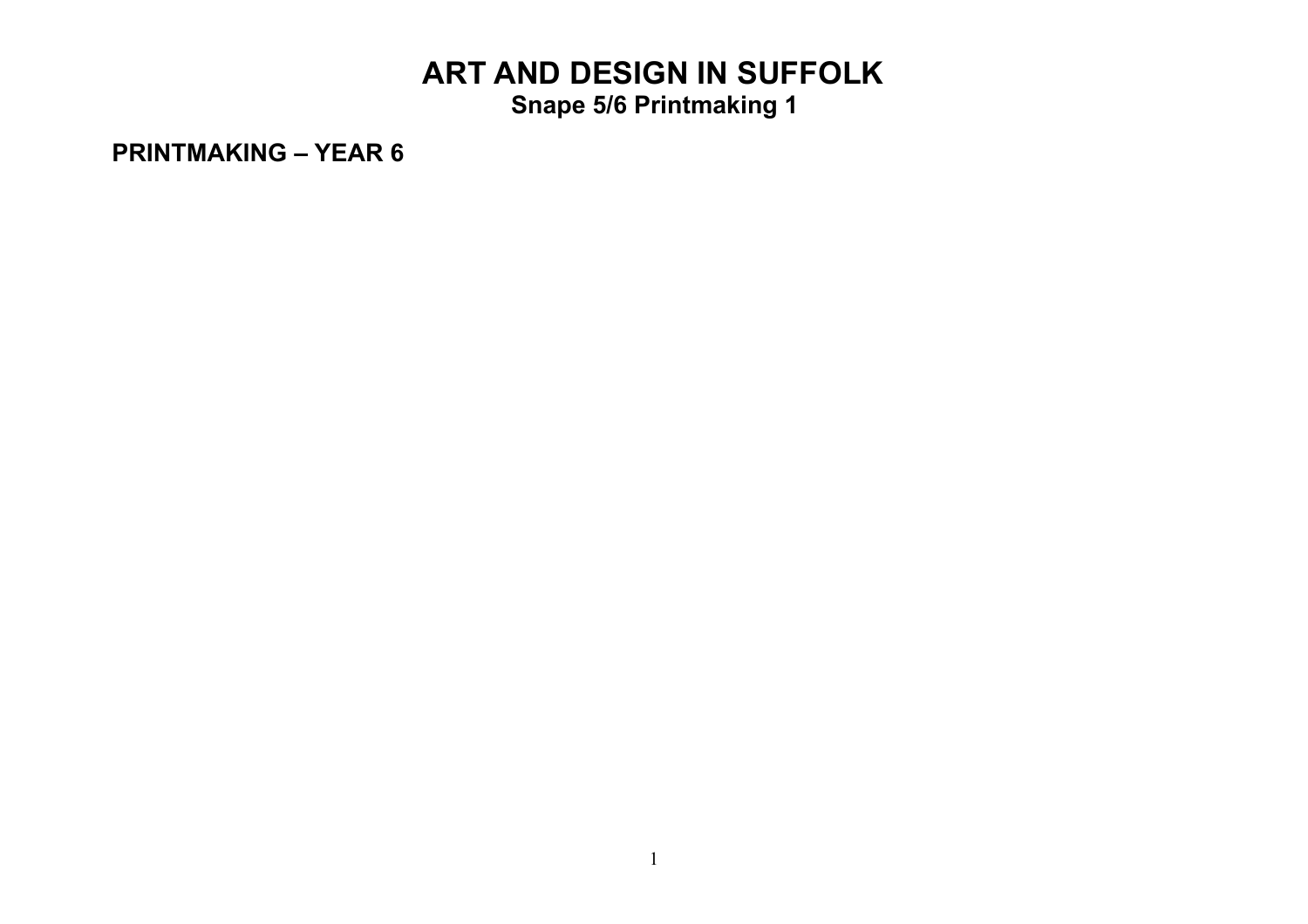# ART AND DESIGN IN SUFFOLK

**Snape 5/6 Printmaking 1**

## PRINTMAKING – YEAR 6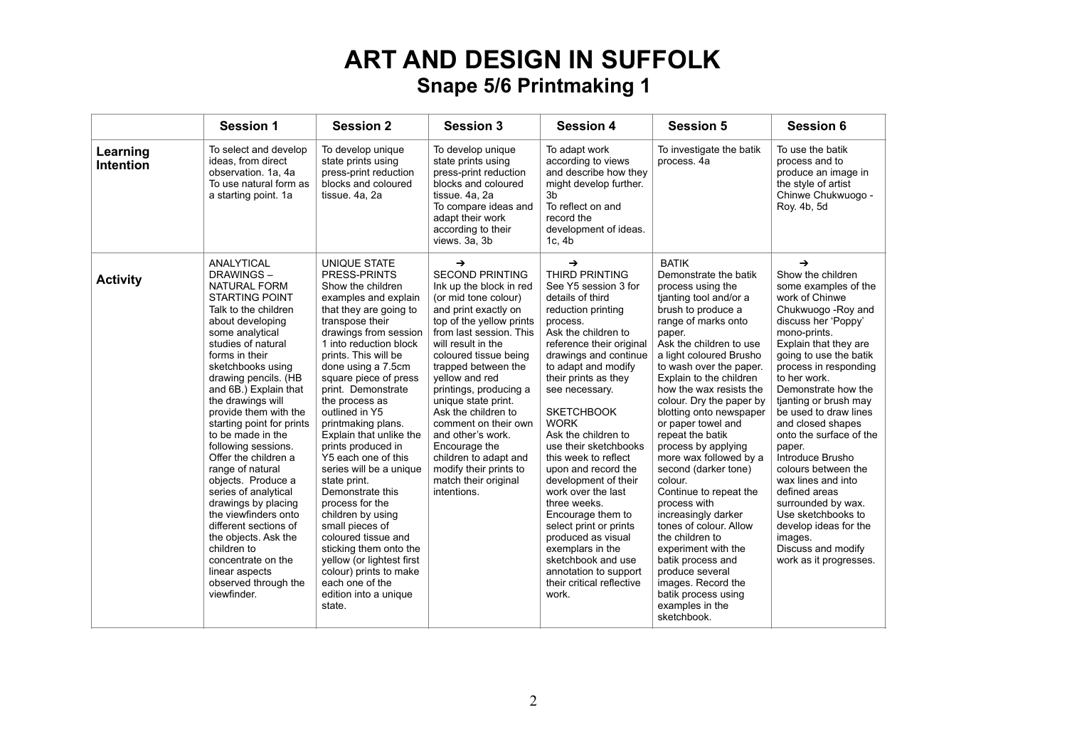# ART AND DESIGN IN SUFFOLK

## Snape 5/6 Printmaking 1

| | Session 1 | Session 2 | Session 3 | Session 4 | Session 5 | Session 6 |
|---|---|---|---|---|---|---|
| **Learning Intention** | To select and develop ideas, from direct observation. 1a, 4a To use natural form as a starting point. 1a | To develop unique state prints using press-print reduction blocks and coloured tissue. 4a, 2a | To develop unique state prints using press-print reduction blocks and coloured tissue. 4a, 2a To compare ideas and adapt their work according to their views. 3a, 3b | To adapt work according to views and describe how they might develop further. 3b To reflect on and record the development of ideas. 1c, 4b | To investigate the batik process. 4a | To use the batik process and to produce an image in the style of artist Chinwe Chukwuogo - Roy. 4b, 5d |
| **Activity** | ANALYTICAL DRAWINGS – NATURAL FORM STARTING POINT Talk to the children about developing some analytical studies of natural forms in their sketchbooks using drawing pencils. (HB and 6B.) Explain that the drawings will provide them with the starting point for prints to be made in the following sessions. Offer the children a range of natural objects. Produce a series of analytical drawings by placing the viewfinders onto different sections of the objects. Ask the children to concentrate on the linear aspects observed through the viewfinder. | UNIQUE STATE PRESS-PRINTS Show the children examples and explain that they are going to transpose their drawings from session 1 into reduction block prints. This will be done using a 7.5cm square piece of press print. Demonstrate the process as outlined in Y5 printmaking plans. Explain that unlike the prints produced in Y5 each one of this series will be a unique state print. Demonstrate this process for the children by using small pieces of coloured tissue and sticking them onto the yellow (or lightest first colour) prints to make each one of the edition into a unique state. | ➔ SECOND PRINTING Ink up the block in red (or mid tone colour) and print exactly on top of the yellow prints from last session. This will result in the coloured tissue being trapped between the yellow and red printings, producing a unique state print. Ask the children to comment on their own and other's work. Encourage the children to adapt and modify their prints to match their original intentions. | ➔ THIRD PRINTING See Y5 session 3 for details of third reduction printing process. Ask the children to reference their original drawings and continue to adapt and modify their prints as they see necessary. SKETCHBOOK WORK Ask the children to use their sketchbooks this week to reflect upon and record the development of their work over the last three weeks. Encourage them to select print or prints produced as visual exemplars in the sketchbook and use annotation to support their critical reflective work. | BATIK Demonstrate the batik process using the tjanting tool and/or a brush to produce a range of marks onto paper. Ask the children to use a light coloured Brusho to wash over the paper. Explain to the children how the wax resists the colour. Dry the paper by blotting onto newspaper or paper towel and repeat the batik process by applying more wax followed by a second (darker tone) colour. Continue to repeat the process with increasingly darker tones of colour. Allow the children to experiment with the batik process and produce several images. Record the batik process using examples in the sketchbook. | ➔ Show the children some examples of the work of Chinwe Chukwuogo -Roy and discuss her 'Poppy' mono-prints. Explain that they are going to use the batik process in responding to her work. Demonstrate how the tjanting or brush may be used to draw lines and closed shapes onto the surface of the paper. Introduce Brusho colours between the wax lines and into defined areas surrounded by wax. Use sketchbooks to develop ideas for the images. Discuss and modify work as it progresses. |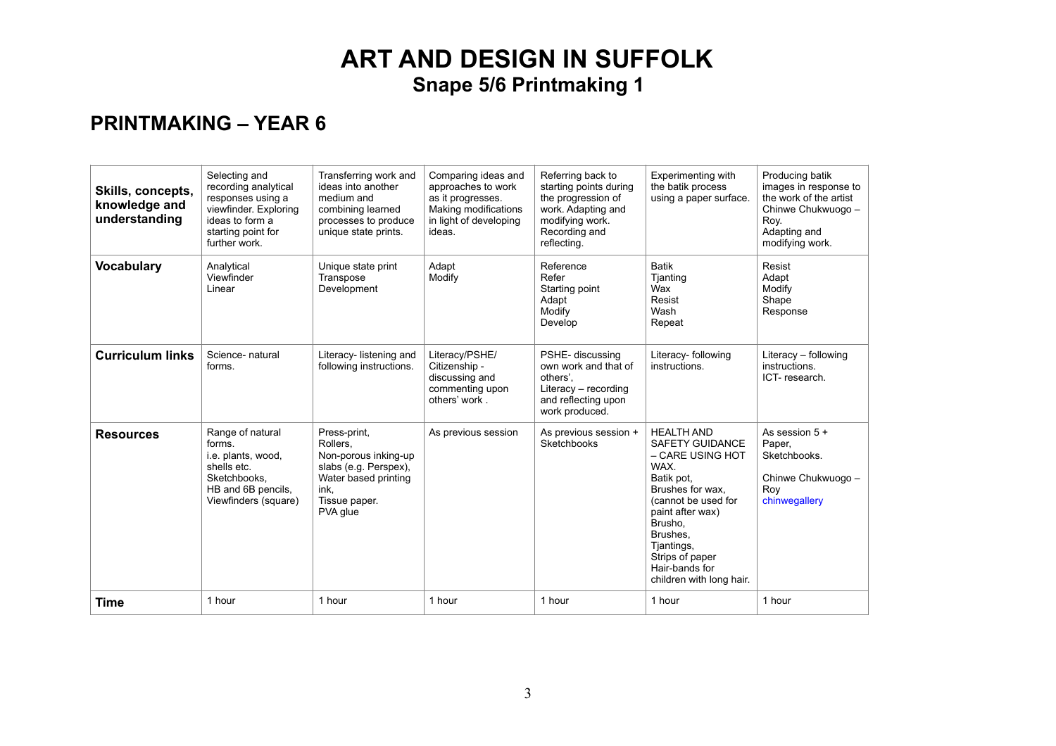# ART AND DESIGN IN SUFFOLK
## Snape 5/6 Printmaking 1

## PRINTMAKING – YEAR 6

| **Skills, concepts, knowledge and understanding** | Selecting and recording analytical responses using a viewfinder. Exploring ideas to form a starting point for further work. | Transferring work and ideas into another medium and combining learned processes to produce unique state prints. | Comparing ideas and approaches to work as it progresses. Making modifications in light of developing ideas. | Referring back to starting points during the progression of work. Adapting and modifying work. Recording and reflecting. | Experimenting with the batik process using a paper surface. | Producing batik images in response to the work of the artist Chinwe Chukwuogo – Roy. Adapting and modifying work. |
|---|---|---|---|---|---|---|
| **Vocabulary** | Analytical<br>Viewfinder<br>Linear | Unique state print<br>Transpose<br>Development | Adapt<br>Modify | Reference<br>Refer<br>Starting point<br>Adapt<br>Modify<br>Develop | Batik<br>Tjanting<br>Wax<br>Resist<br>Wash<br>Repeat | Resist<br>Adapt<br>Modify<br>Shape<br>Response |
| **Curriculum links** | Science- natural forms. | Literacy- listening and following instructions. | Literacy/PSHE/ Citizenship - discussing and commenting upon others' work . | PSHE- discussing own work and that of others',<br>Literacy – recording and reflecting upon work produced. | Literacy- following instructions. | Literacy – following instructions.<br>ICT- research. |
| **Resources** | Range of natural forms.<br>i.e. plants, wood, shells etc.<br>Sketchbooks,<br>HB and 6B pencils,<br>Viewfinders (square) | Press-print,<br>Rollers,<br>Non-porous inking-up slabs (e.g. Perspex),<br>Water based printing ink,<br>Tissue paper.<br>PVA glue | As previous session | As previous session + Sketchbooks | HEALTH AND SAFETY GUIDANCE – CARE USING HOT WAX.<br>Batik pot,<br>Brushes for wax, (cannot be used for paint after wax)<br>Brusho,<br>Brushes,<br>Tjantings,<br>Strips of paper<br>Hair-bands for children with long hair. | As session 5 +<br>Paper,<br>Sketchbooks.<br><br>Chinwe Chukwuogo – Roy<br>chinwegallery |
| **Time** | 1 hour | 1 hour | 1 hour | 1 hour | 1 hour | 1 hour |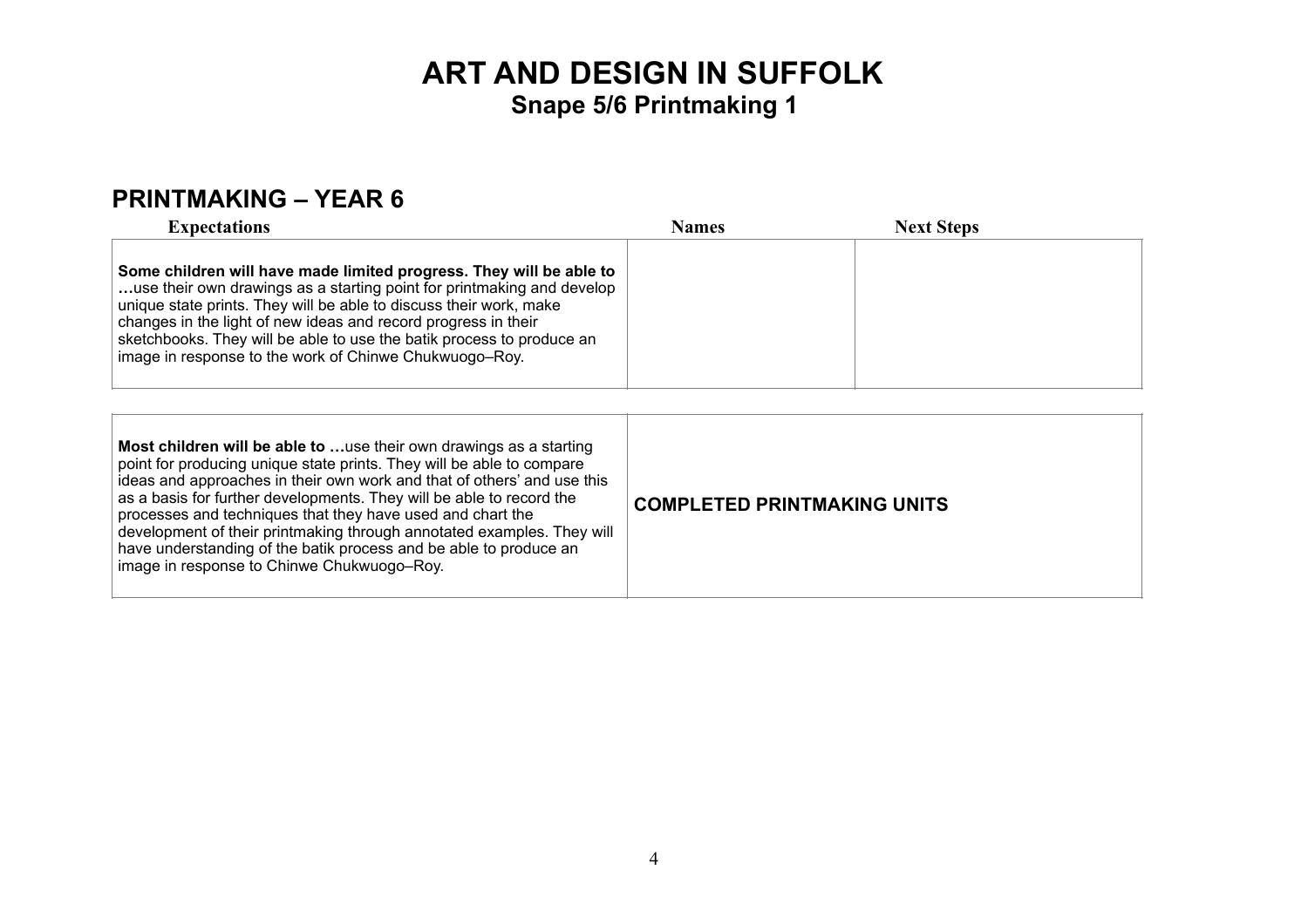# ART AND DESIGN IN SUFFOLK

## Snape 5/6 Printmaking 1

## PRINTMAKING – YEAR 6

| Expectations | Names | Next Steps |
|---|---|---|
| **Some children will have made limited progress. They will be able to …**use their own drawings as a starting point for printmaking and develop unique state prints. They will be able to discuss their work, make changes in the light of new ideas and record progress in their sketchbooks. They will be able to use the batik process to produce an image in response to the work of Chinwe Chukwuogo–Roy. | | |

| | |
|---|---|
| **Most children will be able to …**use their own drawings as a starting point for producing unique state prints. They will be able to compare ideas and approaches in their own work and that of others' and use this as a basis for further developments. They will be able to record the processes and techniques that they have used and chart the development of their printmaking through annotated examples. They will have understanding of the batik process and be able to produce an image in response to Chinwe Chukwuogo–Roy. | **COMPLETED PRINTMAKING UNITS** |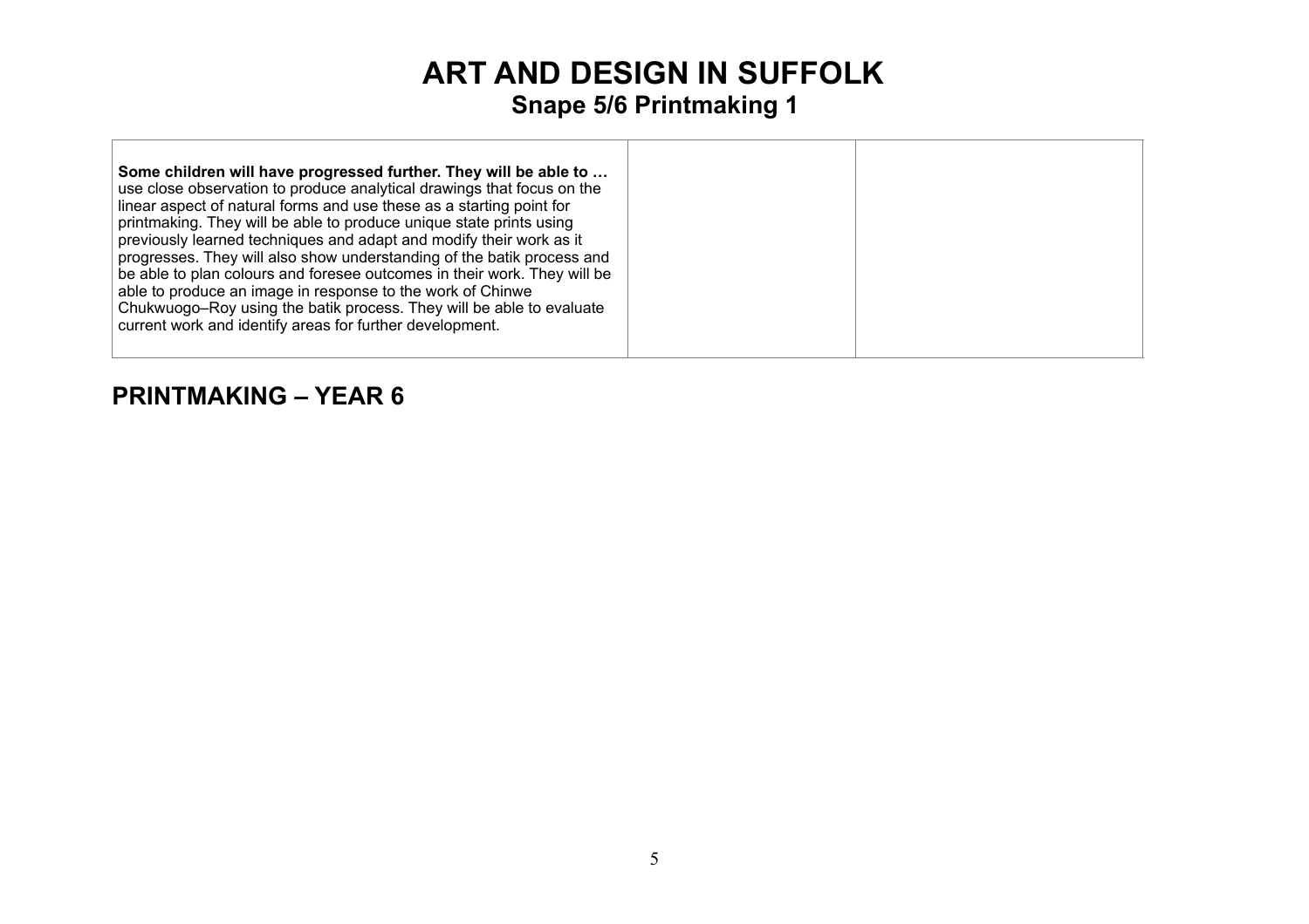# ART AND DESIGN IN SUFFOLK

## Snape 5/6 Printmaking 1

| | | |
|---|---|---|
| **Some children will have progressed further. They will be able to …** use close observation to produce analytical drawings that focus on the linear aspect of natural forms and use these as a starting point for printmaking. They will be able to produce unique state prints using previously learned techniques and adapt and modify their work as it progresses. They will also show understanding of the batik process and be able to plan colours and foresee outcomes in their work. They will be able to produce an image in response to the work of Chinwe Chukwuogo–Roy using the batik process. They will be able to evaluate current work and identify areas for further development. | | |

## PRINTMAKING – YEAR 6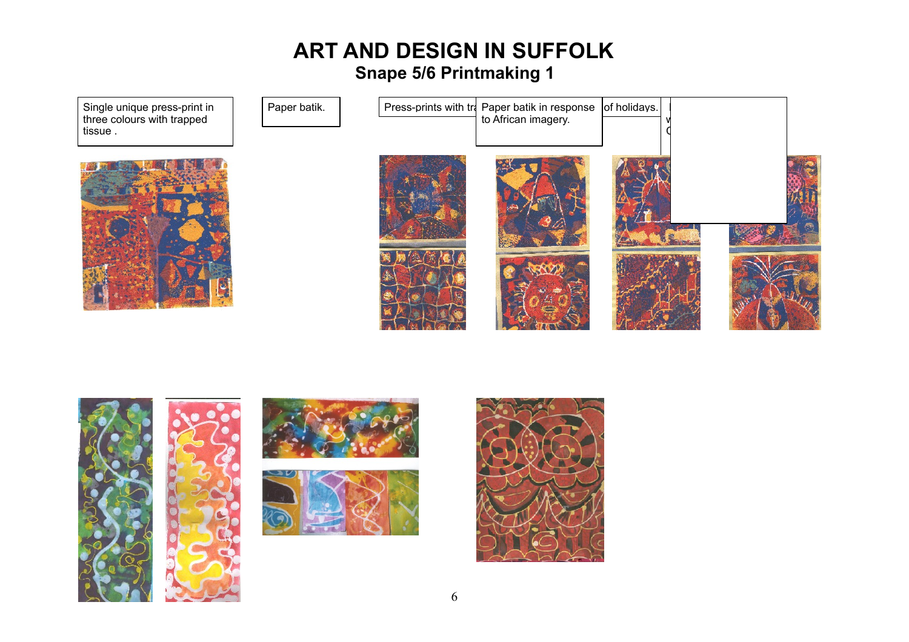# ART AND DESIGN IN SUFFOLK

## Snape 5/6 Printmaking 1

Single unique press-print in three colours with trapped tissue .

Paper batik.

Press-prints with tr

Paper batik in response to African imagery.

of holidays.